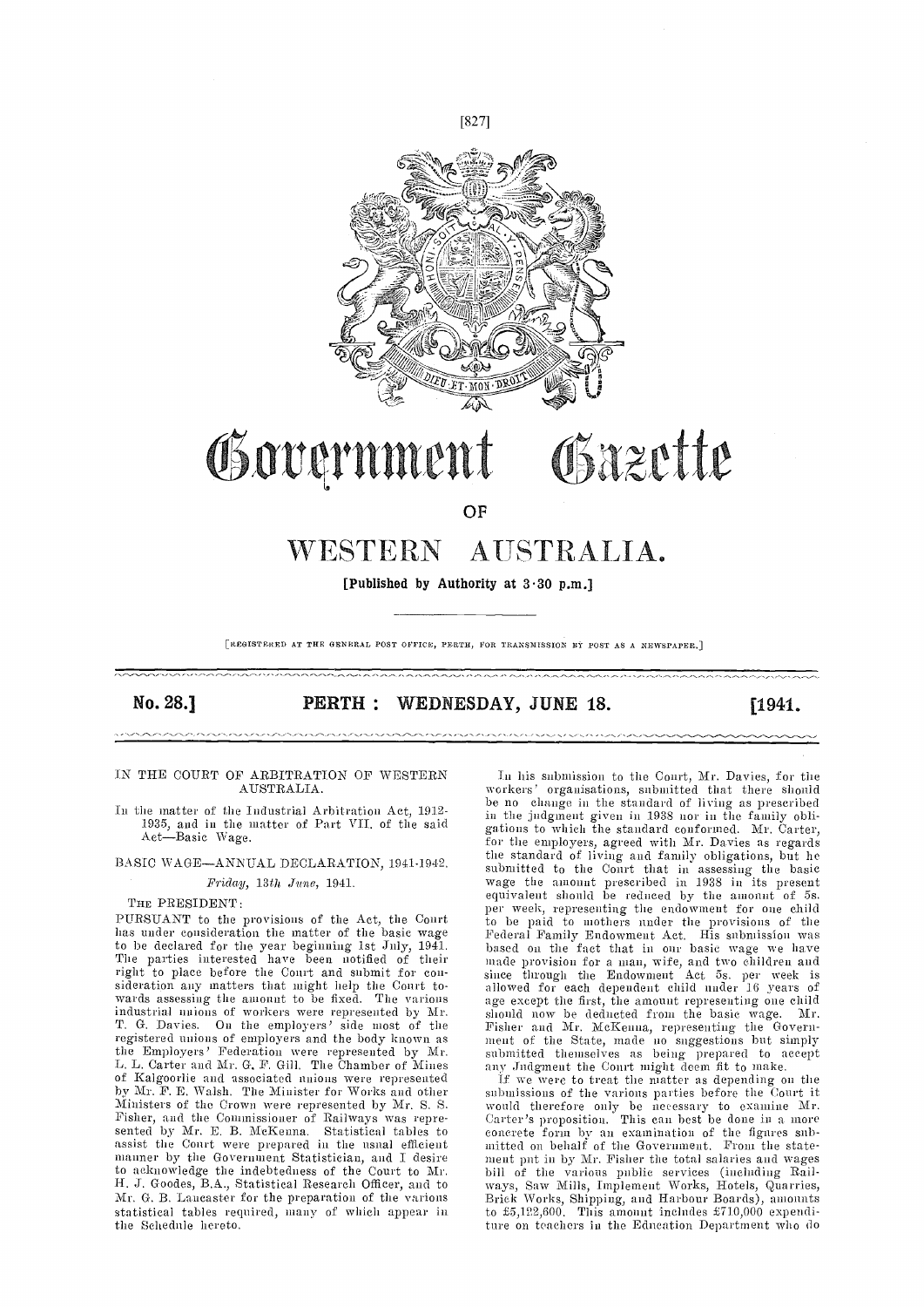# Government Gazette

OF

# WESTERN AUSTRALIA.

**[Published by Authority at 3·30 p.m.]**

[REGISTERED AT THE GENERAL POST OFFICE, PERTH, FOR TRANSMISSION BY POST AS A NEWSPAPER.]

**No. 28.] PERTH : WEDNESDAY, JUNE 18. [1941.**

---

IN THE COURT OF ARBITRATION OF WESTERN AUSTRALIA.

In the matter of the Industrial Arbitration Act, 1912-1935, and in the matter of Part VII. of the said Act—Basic Wage.

BASIC WAGE—ANNUAL DECLARATION, 1941-1942.

*Friday, 13th June,* 1941.

THE PRESIDENT:

PURSUANT to the provisions of the Act, the Court has under consideration the matter of the basic wage to be declared for the year beginning 1st July, 1941. The parties interested have been notified of their right to place before the Court and submit for consideration any matters that might help the Court towards assessing the amount to be fixed. The various industrial unions of workers were represented by Mr. T. G. Davies. On the employers' side most of the registered unions of employers and the body known as the Employers' Federation were represented by Mr. L. L. Carter and Mr. G. F. Gill. The Chamber of Mines of Kalgoorlie and associated unions were represented by Mr. F. E. Walsh. The Minister for Works and other Ministers of the Crown were represented by Mr. S. S. Fisher, and the Commissioner of Railways was represented by Mr. E. B. McKenna. Statistical tables to assist the Court were prepared in the usual efficient manner by the Government Statistician, and I desire to acknowledge the indebtedness of the Court to Mr. H. J. Goodes, B.A., Statistical Research Officer, and to Mr. G. B. Lancaster for the preparation of the various statistical tables required, many of which appear in the Schedule hereto.

In his submission to the Court, Mr. Davies, for the workers' organisations, submitted that there should be no change in the standard of living as prescribed in the judgment given in 1938 nor in the family obligations to which the standard conformed. Mr. Carter, for the employers, agreed with Mr. Davies as regards the standard of living and family obligations, but he submitted to the Court that in assessing the basic wage the amount prescribed in 1938 in its present equivalent should be reduced by the amount of 5s. per week, representing the endowment for one child to be paid to mothers under the provisions of the Federal Family Endowment Act. His submission was based on the fact that in our basic wage we have made provision for a man, wife, and two children and since through the Endowment Act 5s. per week is allowed for each dependent child under 16 years of age except the first, the amount representing one child should now be deducted from the basic wage. Mr. Fisher and Mr. McKenna, representing the Government of the State, made no suggestions but simply submitted themselves as being prepared to accept any Judgment the Court might deem fit to make.

If we were to treat the matter as depending on the submissions of the various parties before the Court it would therefore only be necessary to examine Mr. Carter's proposition. This can best be done in a more concrete form by an examination of the figures submitted on behalf of the Government. From the statement put in by Mr. Fisher the total salaries and wages bill of the various public services (including Railways, Saw Mills, Implement Works, Hotels, Quarries, Brick Works, Shipping, and Harbour Boards), amounts to £5,192,600. This amount includes £710,000 expenditure on teachers in the Education Department who do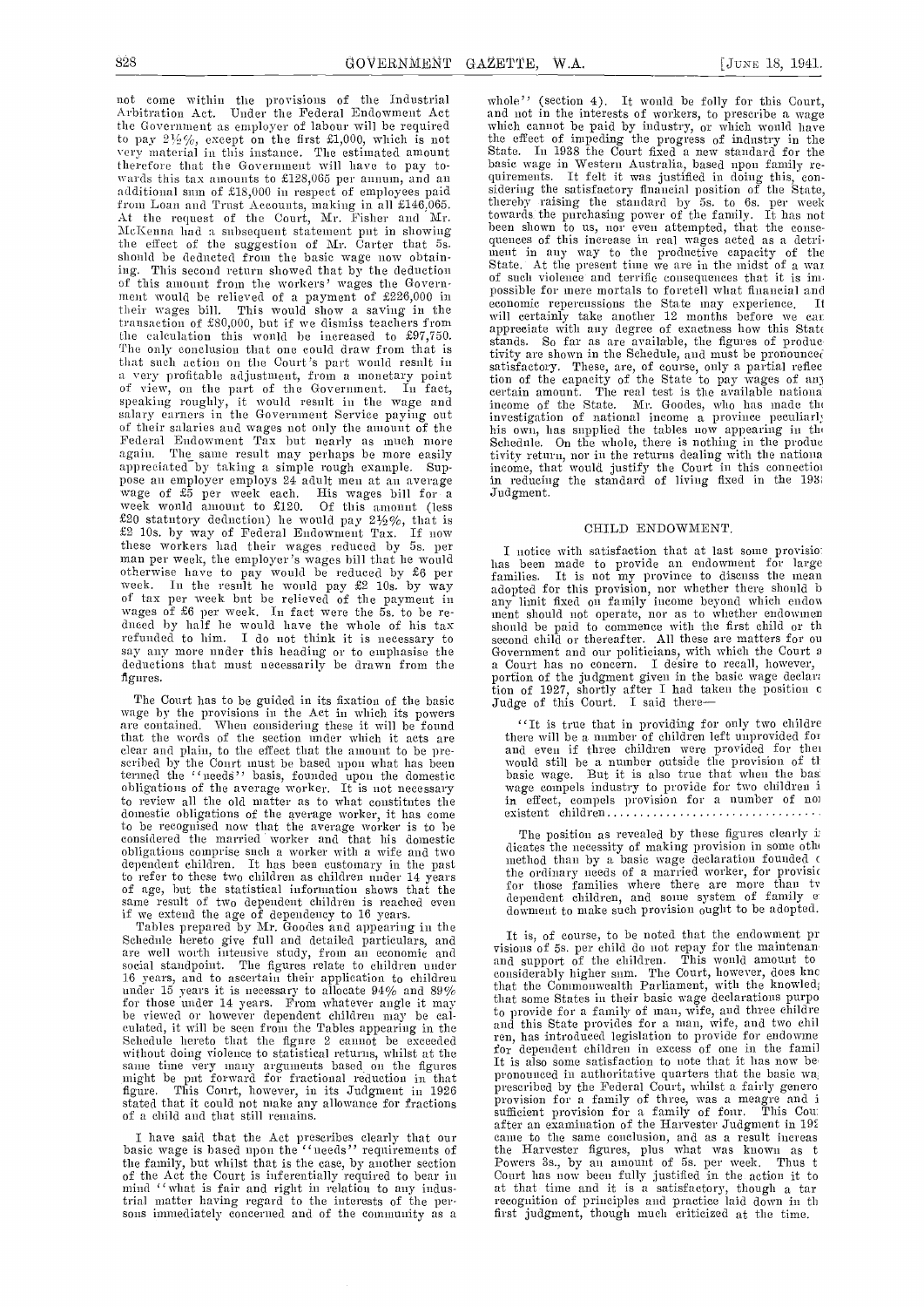not come within the provisions of the Industrial Arbitration Act. Under the Federal Endowment Act the Government as employer of labour will be required to pay 2½%, except on the first £1,000, which is not very material in this instance. The estimated amount therefore that the Government will have to pay towards this tax amounts to £128,065 per annum, and an additional sum of £18,000 in respect of employees paid from Loan and Trust Accounts, making in all £146,065. At the request of the Court, Mr. Fisher and Mr. McKenna had a subsequent statement put in showing the effect of the suggestion of Mr. Carter that 5s. should be deducted from the basic wage now obtaining. This second return showed that by the deduction of this amount from the workers' wages the Government would be relieved of a payment of £226,000 in their wages bill. This would show a saving in the transaction of £80,000, but if we dismiss teachers from the calculation this would be increased to £97,750. The only conclusion that one could draw from that is that such action on the Court's part would result in a very profitable adjustment, from a monetary point of view, on the part of the Government. In fact, speaking roughly, it would result in the wage and salary earners in the Government Service paying out of their salaries and wages not only the amount of the Federal Endowment Tax but nearly as much more again. The same result may perhaps be more easily appreciated by taking a simple rough example. Suppose an employer employs 24 adult men at an average wage of £5 per week each. His wages bill for a week would amount to £120. Of this amount (less £20 statutory deduction) he would pay 2½%, that is £2 10s. by way of Federal Endowment Tax. If now these workers had their wages reduced by 5s. per man per week, the employer's wages bill that he would otherwise have to pay would be reduced by £6 per week. In the result he would pay £2 10s. by way of tax per week but be relieved of the payment in wages of £6 per week. In fact were the 5s. to be reduced by half he would have the whole of his tax refunded to him. I do not think it is necessary to say any more under this heading or to emphasise the deductions that must necessarily be drawn from the figures.

The Court has to be guided in its fixation of the basic wage by the provisions in the Act in which its powers are contained. When considering these it will be found that the words of the section under which it acts are clear and plain, to the effect that the amount to be prescribed by the Court must be based upon what has been termed the "needs" basis, founded upon the domestic obligations of the average worker. It is not necessary to review all the old matter as to what constitutes the domestic obligations of the average worker, it has come to be recognised now that the average worker is to be considered the married worker and that his domestic obligations comprise such a worker with a wife and two dependent children. It has been customary in the past to refer to these two children as children under 14 years of age, but the statistical information shows that the same result of two dependent children is reached even if we extend the age of dependency to 16 years.

Tables prepared by Mr. Goodes and appearing in the Schedule hereto give full and detailed particulars, and are well worth intensive study, from an economic and social standpoint. The figures relate to children under 16 years, and to ascertain their application to children under 15 years it is necessary to allocate 94% and 89% for those under 14 years. From whatever angle it may be viewed or however dependent children may be calculated, it will be seen from the Tables appearing in the Schedule hereto that the figure 2 cannot be exceeded without doing violence to statistical returns, whilst at the same time very many arguments based on the figures might be put forward for fractional reduction in that figure. This Court, however, in its Judgment in 1926 stated that it could not make any allowance for fractions of a child and that still remains.

I have said that the Act prescribes clearly that our basic wage is based upon the "needs" requirements of the family, but whilst that is the case, by another section of the Act the Court is inferentially required to bear in mind "what is fair and right in relation to any industrial matter having regard to the interests of the persons immediately concerned and of the community as a whole" (section 4). It would be folly for this Court, and not in the interests of workers, to prescribe a wage which cannot be paid by industry, or which would have the effect of impeding the progress of industry in the State. In 1938 the Court fixed a new standard for the basic wage in Western Australia, based upon family requirements. It felt it was justified in doing this, considering the satisfactory financial position of the State, thereby raising the standard by 5s. to 6s. per week towards the purchasing power of the family. It has not been shown to us, nor even attempted, that the consequences of this increase in real wages acted as a detriment in any way to the productive capacity of the State. At the present time we are in the midst of a war of such violence and terrific consequences that it is impossible for mere mortals to foretell what financial and economic repercussions the State may experience. It will certainly take another 12 months before we can appreciate with any degree of exactness how this State stands. So far as are available, the figures of productivity are shown in the Schedule, and must be pronounced satisfactory. These, are, of course, only a partial reflection of the capacity of the State to pay wages of any certain amount. The real test is the available national income of the State. Mr. Goodes, who has made the investigation of national income a province peculiarly his own, has supplied the tables now appearing in the Schedule. On the whole, there is nothing in the productivity return, nor in the returns dealing with the national income, that would justify the Court in this connection in reducing the standard of living fixed in the 1938 Judgment.

## CHILD ENDOWMENT.

I notice with satisfaction that at last some provision has been made to provide an endowment for large families. It is not my province to discuss the means adopted for this provision, nor whether there should be any limit fixed on family income beyond which endowment should not operate, nor as to whether endowment should be paid to commence with the first child or the second child or thereafter. All these are matters for our Government and our politicians, with which the Court as a Court has no concern. I desire to recall, however, a portion of the judgment given in the basic wage declaration of 1927, shortly after I had taken the position of Judge of this Court. I said there—

> "It is true that in providing for only two children there will be a number of children left unprovided for and even if three children were provided for there would still be a number outside the provision of the basic wage. But it is also true that when the basic wage compels industry to provide for two children it, in effect, compels provision for a number of non-existent children..................................
>
> The position as revealed by these figures clearly indicates the necessity of making provision in some other method than by a basic wage declaration founded on the ordinary needs of a married worker, for provision for those families where there are more than two dependent children, and some system of family endowment to make such provision ought to be adopted.

It is, of course, to be noted that the endowment provisions of 5s. per child do not repay for the maintenance and support of the children. This would amount to a considerably higher sum. The Court, however, does know that the Commonwealth Parliament, with the knowledge that some States in their basic wage declarations purport to provide for a family of man, wife, and three children and this State provides for a man, wife, and two children, has introduced legislation to provide for endowment for dependent children in excess of one in the family. It is also some satisfaction to note that it has now been pronounced in authoritative quarters that the basic wage prescribed by the Federal Court, whilst a fairly generous provision for a family of three, was a meagre and insufficient provision for a family of four. This Court after an examination of the Harvester Judgment in 192[?] came to the same conclusion, and as a result increased the Harvester figures, plus what was known as the Powers 3s., by an amount of 5s. per week. Thus the Court has now been fully justified in the action it took at that time and it is a satisfactory, though a tardy recognition of principles and practice laid down in the first judgment, though much criticized at the time.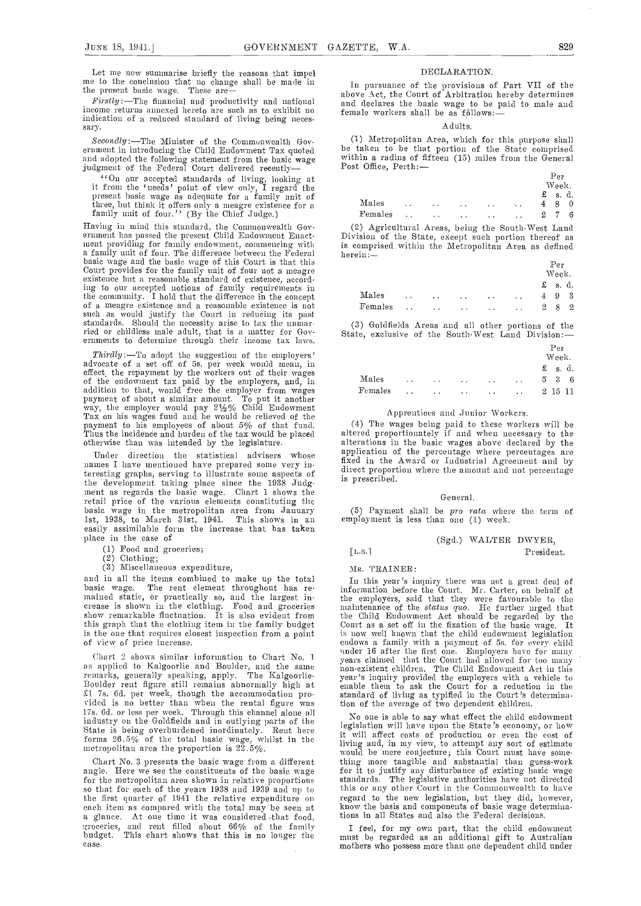Let me now summarise briefly the reasons that impel me to the conclusion that no change shall be made in the present basic wage. These are—

*Firstly*:—The financial and productivity and national income returns annexed hereto are such as to exhibit no indication of a reduced standard of living being necessary.

*Secondly*:—The Minister of the Commonwealth Government in introducing the Child Endowment Tax quoted and adopted the following statement from the basic wage judgment of the Federal Court delivered recently—

"On our accepted standards of living, looking at it from the 'needs' point of view only, I regard the present basic wage as adequate for a family unit of three, but think it offers only a meagre existence for a family unit of four." (By the Chief Judge.)

Having in mind this standard, the Commonwealth Government has passed the present Child Endowment Enactment providing for family endowment, commencing with a family unit of four. The difference between the Federal basic wage and the basic wage of this Court is that this Court provides for the family unit of four not a meagre existence but a reasonable standard of existence, according to our accepted notions of family requirements in the community. I hold that the difference in the concept of a meagre existence and a reasonable existence is not such as would justify the Court in reducing its past standards. Should the necessity arise to tax the unmarried or childless male adult, that is a matter for Governments to determine through their income tax laws.

*Thirdly*:—To adopt the suggestion of the employers' advocate of a set off of 5s. per week would mean, in effect, the repayment by the workers out of their wages of the endowment tax paid by the employers, and, in addition to that, would free the employer from wages payment of about a similar amount. To put it another way, the employer would pay 2½% Child Endowment Tax on his wages fund and he would be relieved of the payment to his employees of about 5% of that fund. Thus the incidence and burden of the tax would be placed otherwise than was intended by the legislature.

Under direction the statistical advisers whose names I have mentioned have prepared some very interesting graphs, serving to illustrate some aspects of the development taking place since the 1938 Judgment as regards the basic wage. Chart 1 shows the retail price of the various elements constituting the basic wage in the metropolitan area from January 1st, 1938, to March 31st, 1941. This shows in an easily assimilable form the increase that has taken place in the case of

(1) Food and groceries;

(2) Clothing;

(3) Miscellaneous expenditure,

and in all the items combined to make up the total basic wage. The rent element throughout has remained static, or practically so, and the largest increase is shown in the clothing. Food and groceries show remarkable fluctuation. It is also evident from this graph that the clothing item in the family budget is the one that requires closest inspection from a point of view of price increase.

Chart 2 shows similar information to Chart No. 1 as applied to Kalgoorlie and Boulder, and the same remarks, generally speaking, apply. The Kalgoorlie-Boulder rent figure still remains abnormally high at £1 7s. 6d. per week, though the accommodation provided is no better than when the rental figure was 17s. 6d. or less per week. Through this channel alone all industry on the Goldfields and in outlying parts of the State is being overburdened inordinately. Rent here forms 26.5% of the total basic wage, whilst in the metropolitan area the proportion is 22.5%.

Chart No. 3 presents the basic wage from a different angle. Here we see the constituents of the basic wage for the metropolitan area shown in relative proportions so that for each of the years 1938 and 1939 and up to the first quarter of 1941 the relative expenditure on each item as compared with the total may be seen at a glance. At one time it was considered that food, groceries, and rent filled about 66% of the family budget. This chart shows that this is no longer the case.

## DECLARATION.

In pursuance of the provisions of Part VII of the above Act, the Court of Arbitration hereby determines and declares the basic wage to be paid to male and female workers shall be as follows:—

### Adults.

(1) Metropolitan Area, which for this purpose shall be taken to be that portion of the State comprised within a radius of fifteen (15) miles from the General Post Office, Perth:—

| | Per Week. £ s. d. |
|---|---|
| Males | 4 8 0 |
| Females | 2 7 6 |

(2) Agricultural Areas, being the South-West Land Division of the State, except such portion thereof as is comprised within the Metropolitan Area as defined herein:—

| | Per Week. £ s. d. |
|---|---|
| Males | 4 9 3 |
| Females | 2 8 2 |

(3) Goldfields Areas and all other portions of the State, exclusive of the South-West Land Division:—

| | Per Week. £ s. d. |
|---|---|
| Males | 5 3 6 |
| Females | 2 15 11 |

### Apprentices and Junior Workers.

(4) The wages being paid to these workers will be altered proportionately if and when necessary to the alterations in the basic wages above declared by the application of the percentage where percentages are fixed in the Award or Industrial Agreement and by direct proportion where the amount and not percentage is prescribed.

### General.

(5) Payment shall be *pro rata* where the term of employment is less than one (1) week.

(Sgd.) WALTER DWYER,
President.

[L.S.]

MR. TRAINER:

In this year's inquiry there was not a great deal of information before the Court. Mr. Carter, on behalf of the employers, said that they were favourable to the maintenance of the *status quo*. He further urged that the Child Endowment Act should be regarded by the Court as a set off in the fixation of the basic wage. It is now well known that the child endowment legislation endows a family with a payment of 5s. for every child under 16 after the first one. Employers have for many years claimed that the Court had allowed for too many non-existent children. The Child Endowment Act in this year's inquiry provided the employers with a vehicle to enable them to ask the Court for a reduction in the standard of living as typified in the Court's determination of the average of two dependent children.

No one is able to say what effect the child endowment legislation will have upon the State's economy, or how it will affect costs of production or even the cost of living and, in my view, to attempt any sort of estimate would be mere conjecture; this Court must have something more tangible and substantial than guess-work for it to justify any disturbance of existing basic wage standards. The legislative authorities have not directed this or any other Court in the Commonwealth to have regard to the new legislation, but they did, however, know the basis and components of basic wage determinations in all States and also the Federal decisions.

I feel, for my own part, that the child endowment must be regarded as an additional gift to Australian mothers who possess more than one dependent child under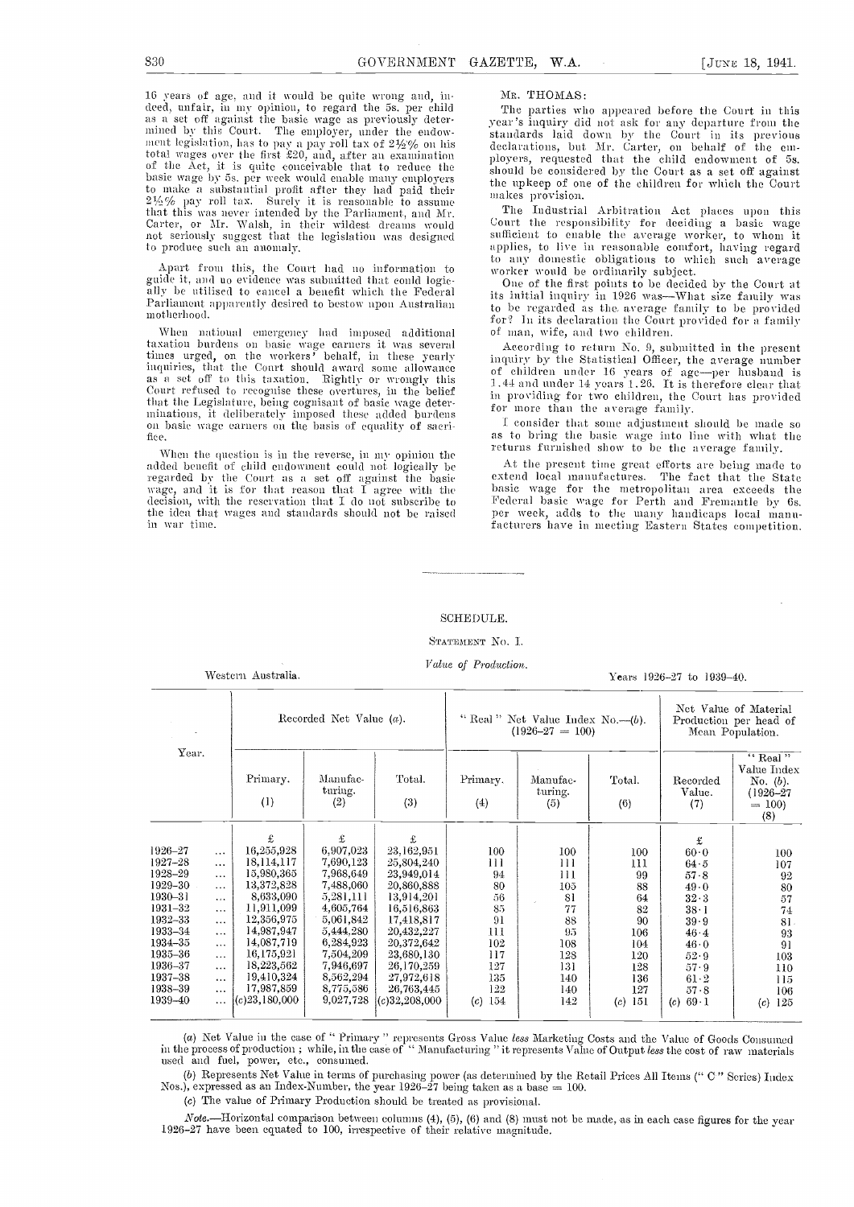16 years of age, and it would be quite wrong and, indeed, unfair, in my opinion, to regard the 5s. per child as a set off against the basic wage as previously determined by this Court. The employer, under the endowment legislation, has to pay a pay roll tax of 2½% on his total wages over the first £20, and, after an examination of the Act, it is quite conceivable that to reduce the basic wage by 5s. per week would enable many employers to make a substantial profit after they had paid their 2½% pay roll tax. Surely it is reasonable to assume that this was never intended by the Parliament, and Mr. Carter, or Mr. Walsh, in their wildest dreams would not seriously suggest that the legislation was designed to produce such an anomaly.

Apart from this, the Court had no information to guide it, and no evidence was submitted that could logically be utilised to cancel a benefit which the Federal Parliament apparently desired to bestow upon Australian motherhood.

When national emergency had imposed additional taxation burdens on basic wage earners it was several times urged, on the workers' behalf, in these yearly inquiries, that the Court should award some allowance as a set off to this taxation. Rightly or wrongly this Court refused to recognise these overtures, in the belief that the Legislature, being cognisant of basic wage determinations, it deliberately imposed these added burdens on basic wage earners on the basis of equality of sacrifice.

When the question is in the reverse, in my opinion the added benefit of child endowment could not logically be regarded by the Court as a set off against the basic wage, and it is for that reason that I agree with the decision, with the reservation that I do not subscribe to the idea that wages and standards should not be raised in war time.

MR. THOMAS:

The parties who appeared before the Court in this year's inquiry did not ask for any departure from the standards laid down by the Court in its previous declarations, but Mr. Carter, on behalf of the employers, requested that the child endowment of 5s. should be considered by the Court as a set off against the upkeep of one of the children for which the Court makes provision.

The Industrial Arbitration Act places upon this Court the responsibility for deciding a basic wage sufficient to enable the average worker, to whom it applies, to live in reasonable comfort, having regard to any domestic obligations to which such average worker would be ordinarily subject.

One of the first points to be decided by the Court at its initial inquiry in 1926 was—What size family was to be regarded as the average family to be provided for? In its declaration the Court provided for a family of man, wife, and two children.

According to return No. 9, submitted in the present inquiry by the Statistical Officer, the average number of children under 16 years of age—per husband is 1.44 and under 14 years 1.26. It is therefore clear that in providing for two children, the Court has provided for more than the average family.

I consider that some adjustment should be made so as to bring the basic wage into line with what the returns furnished show to be the average family.

At the present time great efforts are being made to extend local manufactures. The fact that the State basic wage for the metropolitan area exceeds the Federal basic wage for Perth and Fremantle by 6s. per week, adds to the many handicaps local manufacturers have in meeting Eastern States competition.

---

## SCHEDULE.

### STATEMENT No. I.

*Value of Production.*

Western Australia. — Years 1926-27 to 1939-40.

| Year. | Recorded Net Value (a). | | | "Real" Net Value Index No.—(b). (1926–27 = 100) | | | Net Value of Material Production per head of Mean Population. | |
|---|---|---|---|---|---|---|---|---|
| | Primary. (1) | Manufacturing. (2) | Total. (3) | Primary. (4) | Manufacturing. (5) | Total. (6) | Recorded Value. (7) | "Real" Value Index No. (b). (1926–27 = 100) (8) |
| | £ | £ | £ | | | | £ | |
| 1926–27 ... | 16,255,928 | 6,907,023 | 23,162,951 | 100 | 100 | 100 | 60·0 | 100 |
| 1927–28 ... | 18,114,117 | 7,690,123 | 25,804,240 | 111 | 111 | 111 | 64·5 | 107 |
| 1928–29 ... | 15,980,365 | 7,968,649 | 23,949,014 | 94 | 111 | 99 | 57·8 | 92 |
| 1929–30 ... | 13,372,828 | 7,488,060 | 20,860,888 | 80 | 105 | 88 | 49·0 | 80 |
| 1930–31 ... | 8,633,090 | 5,281,111 | 13,914,201 | 56 | 81 | 64 | 32·3 | 57 |
| 1931–32 ... | 11,911,099 | 4,605,764 | 16,516,863 | 85 | 77 | 82 | 38·1 | 74 |
| 1932–33 ... | 12,356,975 | 5,061,842 | 17,418,817 | 91 | 88 | 90 | 39·9 | 81 |
| 1933–34 ... | 14,987,947 | 5,444,280 | 20,432,227 | 111 | 95 | 106 | 46·4 | 93 |
| 1934–35 ... | 14,087,719 | 6,284,923 | 20,372,642 | 102 | 108 | 104 | 46·0 | 91 |
| 1935–36 ... | 16,175,921 | 7,504,209 | 23,680,130 | 117 | 128 | 120 | 52·9 | 103 |
| 1936–37 ... | 18,223,562 | 7,946,697 | 26,170,259 | 127 | 131 | 128 | 57·9 | 110 |
| 1937–38 ... | 19,410,324 | 8,562,294 | 27,972,618 | 135 | 140 | 136 | 61·2 | 115 |
| 1938–39 ... | 17,987,859 | 8,775,586 | 26,763,445 | 122 | 140 | 127 | 57·8 | 106 |
| 1939–40 ... | (c) 23,180,000 | 9,027,728 | (c) 32,208,000 | (c) 154 | 142 | (c) 151 | (c) 69·1 | (c) 125 |

(a) Net Value in the case of "Primary" represents Gross Value *less* Marketing Costs and the Value of Goods Consumed in the process of production; while, in the case of "Manufacturing" it represents Value of Output *less* the cost of raw materials used and fuel, power, etc., consumed.

(b) Represents Net Value in terms of purchasing power (as determined by the Retail Prices All Items ("C" Series) Index Nos.), expressed as an Index-Number, the year 1926-27 being taken as a base = 100.

(c) The value of Primary Production should be treated as provisional.

*Note.*—Horizontal comparison between columns (4), (5), (6) and (8) must not be made, as in each case figures for the year 1926-27 have been equated to 100, irrespective of their relative magnitude.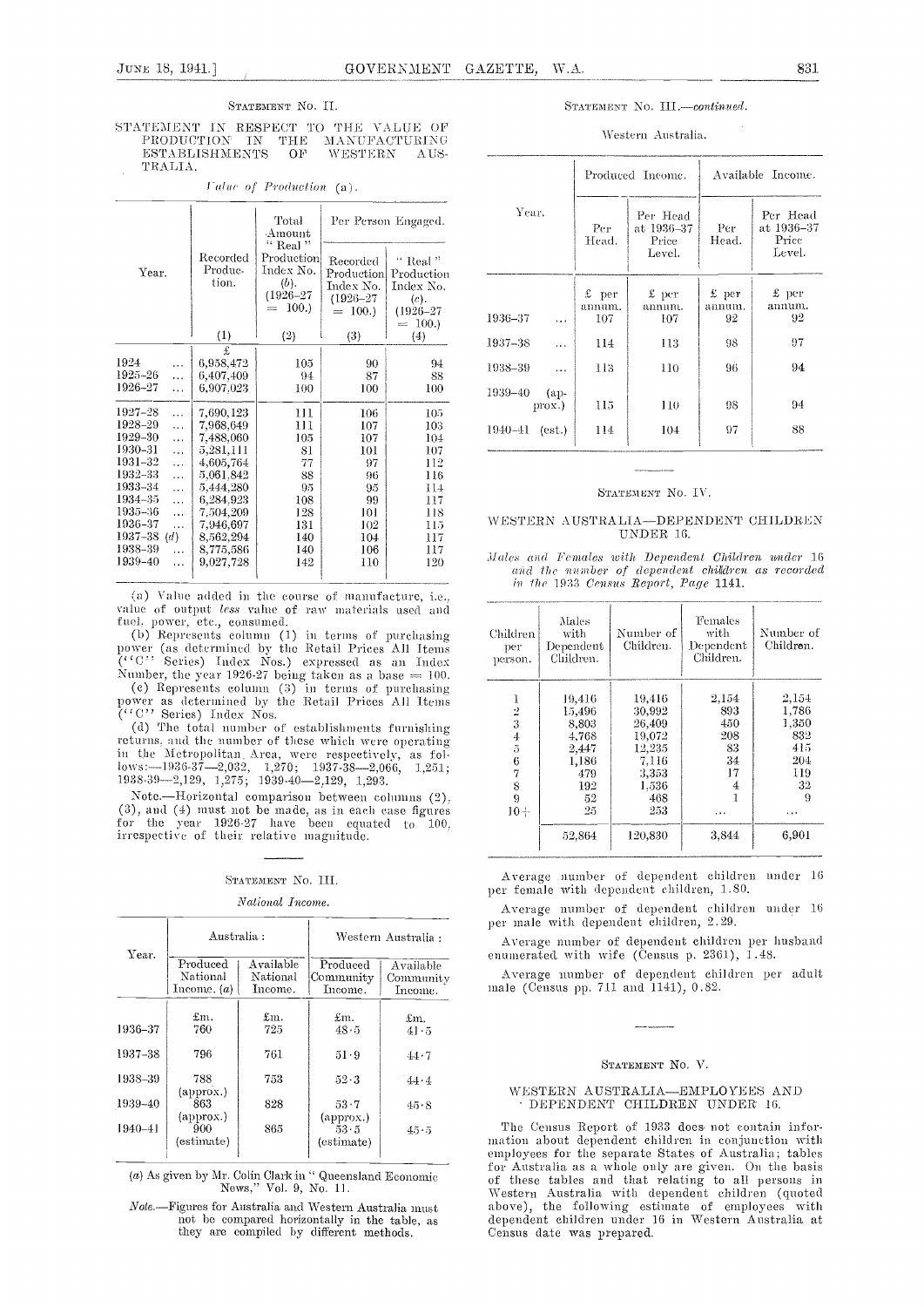STATEMENT No. II.

STATEMENT IN RESPECT TO THE VALUE OF PRODUCTION IN THE MANUFACTURING ESTABLISHMENTS OF WESTERN AUSTRALIA.

*Value of Production* (a).

| Year. | Recorded Production. (1) | Total Amount "Real" Production Index No. (b). (1926–27 = 100.) (2) | Per Person Engaged. Recorded Production Index No. (1926–27 = 100.) (3) | "Real" Production Index No. (c). (1926–27 = 100.) (4) |
|---|---|---|---|---|
| | £ | | | |
| 1924 ... | 6,958,472 | 105 | 90 | 94 |
| 1925–26 ... | 6,407,409 | 94 | 87 | 88 |
| 1926–27 ... | 6,907,023 | 100 | 100 | 100 |
| 1927–28 ... | 7,690,123 | 111 | 106 | 105 |
| 1928–29 ... | 7,968,649 | 111 | 107 | 103 |
| 1929–30 ... | 7,488,060 | 105 | 107 | 104 |
| 1930–31 ... | 5,281,111 | 81 | 101 | 107 |
| 1931–32 ... | 4,605,764 | 77 | 97 | 112 |
| 1932–33 ... | 5,061,842 | 88 | 96 | 116 |
| 1933–34 ... | 5,444,280 | 95 | 95 | 114 |
| 1934–35 ... | 6,284,923 | 108 | 99 | 117 |
| 1935–36 ... | 7,504,209 | 128 | 101 | 118 |
| 1936–37 ... | 7,946,697 | 131 | 102 | 115 |
| 1937–38 (d) | 8,562,294 | 140 | 104 | 117 |
| 1938–39 ... | 8,775,586 | 140 | 106 | 117 |
| 1939–40 ... | 9,027,728 | 142 | 110 | 120 |

(a) Value added in the course of manufacture, i.e., value of output *less* value of raw materials used and fuel, power, etc., consumed.

(b) Represents column (1) in terms of purchasing power (as determined by the Retail Prices All Items ("C" Series) Index Nos.) expressed as an Index Number, the year 1926-27 being taken as a base = 100.

(c) Represents column (3) in terms of purchasing power as determined by the Retail Prices All Items ("C" Series) Index Nos.

(d) The total number of establishments furnishing returns, and the number of these which were operating in the Metropolitan Area, were respectively, as follows:—1936-37—2,032, 1,270; 1937-38—2,066, 1,251; 1938-39—2,129, 1,275; 1939-40—2,129, 1,293.

Note.—Horizontal comparison between columns (2), (3), and (4) must not be made, as in each case figures for the year 1926-27 have been equated to 100, irrespective of their relative magnitude.

STATEMENT No. III.

*National Income.*

| Year. | Australia: Produced National Income. (a) | Australia: Available National Income. | Western Australia: Produced Community Income. | Western Australia: Available Community Income. |
|---|---|---|---|---|
| | £m. | £m. | £m. | £m. |
| 1936–37 | 760 | 725 | 48·5 | 41·5 |
| 1937–38 | 796 | 761 | 51·9 | 44·7 |
| 1938–39 | 788 (approx.) | 753 | 52·3 | 44·4 |
| 1939–40 | 863 (approx.) | 828 | 53·7 (approx.) | 45·8 |
| 1940–41 | 900 (estimate) | 865 | 53·5 (estimate) | 45·5 |

(a) As given by Mr. Colin Clark in "Queensland Economic News," Vol. 9, No. 11.

*Note.*—Figures for Australia and Western Australia must not be compared horizontally in the table, as they are compiled by different methods.

STATEMENT No. III.—*continued.*

Western Australia.

| Year. | Produced Income. Per Head. | Produced Income. Per Head at 1936–37 Price Level. | Available Income. Per Head. | Available Income. Per Head at 1936–37 Price Level. |
|---|---|---|---|---|
| | £ per annum. | £ per annum. | £ per annum. | £ per annum. |
| 1936–37 ... | 107 | 107 | 92 | 92 |
| 1937–38 ... | 114 | 113 | 98 | 97 |
| 1938–39 ... | 113 | 110 | 96 | 94 |
| 1939–40 (approx.) | 115 | 110 | 98 | 94 |
| 1940–41 (est.) | 114 | 104 | 97 | 88 |

STATEMENT No. IV.

WESTERN AUSTRALIA—DEPENDENT CHILDREN UNDER 16.

*Males and Females with Dependent Children under 16 and the number of dependent children as recorded in the 1933 Census Report, Page 1141.*

| Children per person. | Males with Dependent Children. | Number of Children. | Females with Dependent Children. | Number of Children. |
|---|---|---|---|---|
| 1 | 19,416 | 19,416 | 2,154 | 2,154 |
| 2 | 15,496 | 30,992 | 893 | 1,786 |
| 3 | 8,803 | 26,409 | 450 | 1,350 |
| 4 | 4,768 | 19,072 | 208 | 832 |
| 5 | 2,447 | 12,235 | 83 | 415 |
| 6 | 1,186 | 7,116 | 34 | 204 |
| 7 | 479 | 3,353 | 17 | 119 |
| 8 | 192 | 1,536 | 4 | 32 |
| 9 | 52 | 468 | 1 | 9 |
| 10+ | 25 | 253 | ... | ... |
| | 52,864 | 120,830 | 3,844 | 6,901 |

Average number of dependent children under 16 per female with dependent children, 1.80.

Average number of dependent children under 16 per male with dependent children, 2.29.

Average number of dependent children per husband enumerated with wife (Census p. 2361), 1.48.

Average number of dependent children per adult male (Census pp. 711 and 1141), 0.82.

STATEMENT No. V.

WESTERN AUSTRALIA—EMPLOYEES AND DEPENDENT CHILDREN UNDER 16.

The Census Report of 1933 does not contain information about dependent children in conjunction with employees for the separate States of Australia; tables for Australia as a whole only are given. On the basis of these tables and that relating to all persons in Western Australia with dependent children (quoted above), the following estimate of employees with dependent children under 16 in Western Australia at Census date was prepared.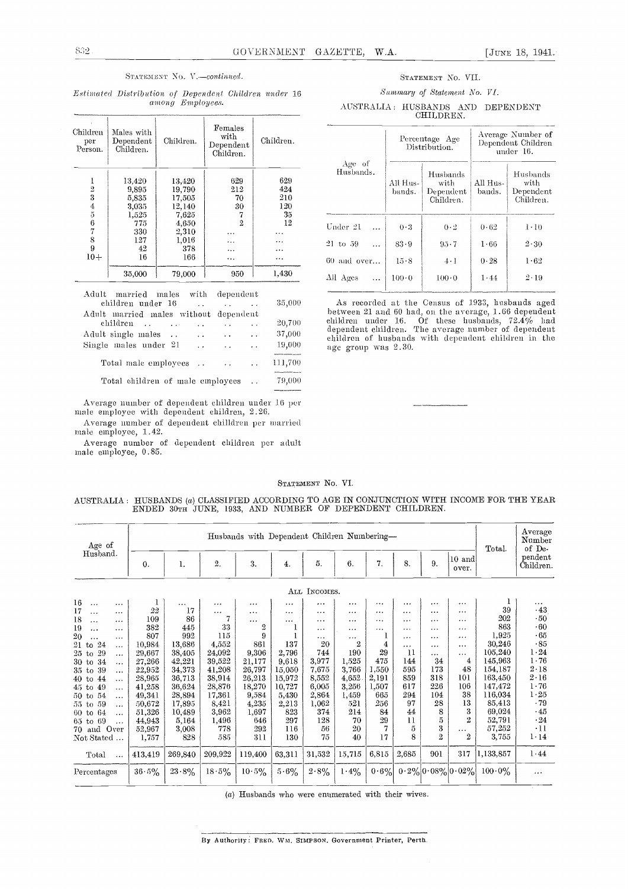STATEMENT No. V.—*continued.*

*Estimated Distribution of Dependent Children under 16 among Employees.*

| Children per Person. | Males with Dependent Children. | Children. | Females with Dependent Children. | Children. |
|---|---|---|---|---|
| 1 | 13,420 | 13,420 | 629 | 629 |
| 2 | 9,895 | 19,790 | 212 | 424 |
| 3 | 5,835 | 17,505 | 70 | 210 |
| 4 | 3,035 | 12,140 | 30 | 120 |
| 5 | 1,525 | 7,625 | 7 | 35 |
| 6 | 775 | 4,650 | 2 | 12 |
| 7 | 330 | 2,310 | ... | ... |
| 8 | 127 | 1,016 | ... | ... |
| 9 | 42 | 378 | ... | ... |
| 10+ | 16 | 166 | ... | ... |
| | 35,000 | 79,000 | 950 | 1,430 |

| | |
|---|---|
| Adult married males with dependent children under 16 .. .. | 35,000 |
| Adult married males without dependent children .. .. .. .. .. | 20,700 |
| Adult single males .. .. .. .. | 37,000 |
| Single males under 21 .. .. .. | 19,000 |
| Total male employees .. .. .. | 111,700 |
| Total children of male employees .. | 79,000 |

Average number of dependent children under 16 per male employee with dependent children, 2.26.

Average number of dependent chilldren per married male employee, 1.42.

Average number of dependent children per adult male employee, 0.85.

STATEMENT No. VII.

*Summary of Statement No. VI.*

AUSTRALIA: HUSBANDS AND DEPENDENT CHILDREN.

| Age of Husbands. | Percentage Age Distribution. | | Average Number of Dependent Children under 16. | |
|---|---|---|---|---|
| | All Husbands. | Husbands with Dependent Children. | All Husbands. | Husbands with Dependent Children. |
| Under 21 ... | 0·3 | 0·2 | 0·62 | 1·10 |
| 21 to 59 ... | 83·9 | 95·7 | 1·66 | 2·30 |
| 60 and over... | 15·8 | 4·1 | 0·28 | 1·62 |
| All Ages ... | 100·0 | 100·0 | 1·44 | 2·19 |

As recorded at the Census of 1933, husbands aged between 21 and 60 had, on the average, 1.66 dependent children under 16. Of these husbands, 72.4% had dependent children. The average number of dependent children of husbands with dependent children in the age group was 2.30.

STATEMENT No. VI.

AUSTRALIA: HUSBANDS (*a*) CLASSIFIED ACCORDING TO AGE IN CONJUNCTION WITH INCOME FOR THE YEAR ENDED 30TH JUNE, 1933, AND NUMBER OF DEPENDENT CHILDREN.

| Age of Husband. | Husbands with Dependent Children Numbering— | | | | | | | | | | | Total. | Average Number of Dependent Children. |
|---|---|---|---|---|---|---|---|---|---|---|---|---|---|
| | 0. | 1. | 2. | 3. | 4. | 5. | 6. | 7. | 8. | 9. | 10 and over. | | |
| | | | | | | ALL INCOMES. | | | | | | | |
| 16 ... ... | 1 | ... | ... | ... | ... | ... | ... | ... | ... | ... | ... | 1 | ... |
| 17 ... ... | 22 | 17 | ... | ... | ... | ... | ... | ... | ... | ... | ... | 39 | ·43 |
| 18 ... ... | 109 | 86 | 7 | ... | ... | ... | ... | ... | ... | ... | ... | 202 | ·50 |
| 19 ... ... | 382 | 445 | 33 | 2 | 1 | ... | ... | ... | ... | ... | ... | 863 | ·60 |
| 20 ... ... | 807 | 992 | 115 | 9 | 1 | ... | ... | 1 | ... | ... | ... | 1,925 | ·65 |
| 21 to 24 ... | 10,984 | 13,686 | 4,552 | 861 | 137 | 20 | 2 | 4 | ... | ... | ... | 30,246 | ·85 |
| 25 to 29 ... | 29,667 | 38,405 | 24,092 | 9,306 | 2,796 | 744 | 190 | 29 | 11 | ... | ... | 105,240 | 1·24 |
| 30 to 34 ... | 27,266 | 42,221 | 39,522 | 21,177 | 9,618 | 3,977 | 1,525 | 475 | 144 | 34 | 4 | 145,963 | 1·76 |
| 35 to 39 ... | 22,952 | 34,373 | 41,208 | 26,797 | 15,050 | 7,675 | 3,766 | 1,550 | 595 | 173 | 48 | 154,187 | 2·18 |
| 40 to 44 ... | 28,965 | 36,713 | 38,914 | 26,213 | 15,972 | 8,552 | 4,652 | 2,191 | 859 | 318 | 101 | 163,450 | 2·16 |
| 45 to 49 ... | 41,258 | 36,624 | 28,876 | 18,270 | 10,727 | 6,005 | 3,256 | 1,507 | 617 | 226 | 106 | 147,472 | 1·76 |
| 50 to 54 ... | 49,341 | 28,894 | 17,361 | 9,584 | 5,430 | 2,864 | 1,459 | 665 | 294 | 104 | 38 | 116,034 | 1·25 |
| 55 to 59 ... | 50,672 | 17,895 | 8,421 | 4,235 | 2,213 | 1,062 | 521 | 256 | 97 | 28 | 13 | 85,413 | ·79 |
| 60 to 64 ... | 51,326 | 10,489 | 3,962 | 1,697 | 823 | 374 | 214 | 84 | 44 | 8 | 3 | 69,024 | ·45 |
| 65 to 69 ... | 44,943 | 5,164 | 1,496 | 646 | 297 | 128 | 70 | 29 | 11 | 5 | 2 | 52,791 | ·24 |
| 70 and Over | 52,967 | 3,008 | 778 | 292 | 116 | 56 | 20 | 7 | 5 | 3 | ... | 57,252 | ·11 |
| Not Stated ... | 1,757 | 828 | 585 | 311 | 130 | 75 | 40 | 17 | 8 | 2 | 2 | 3,755 | 1·14 |
| Total ... | 413,419 | 269,840 | 209,922 | 119,400 | 63,311 | 31,532 | 15,715 | 6,815 | 2,685 | 901 | 317 | 1,133,857 | 1·44 |
| Percentages | 36·5% | 23·8% | 18·5% | 10·5% | 5·6% | 2·8% | 1·4% | 0·6% | 0·2% | 0·08% | 0·02% | 100·0% | ... |

(*a*) Husbands who were enumerated with their wives.

By Authority: FRED. WM. SIMPSON, Government Printer, Perth.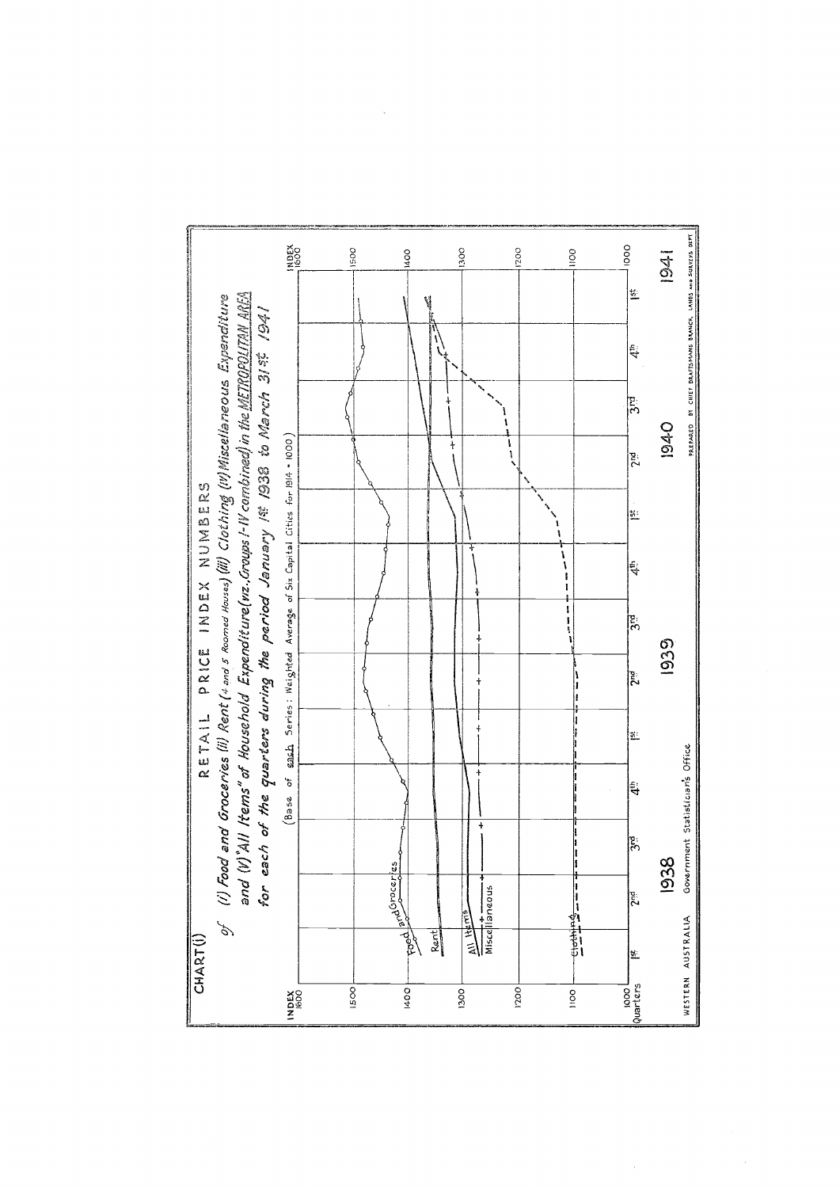CHART (i)

# RETAIL PRICE INDEX NUMBERS

*of (i) Food and Groceries (ii) Rent (4 and 5 Roomed Houses) (iii) Clothing (iv) Miscellaneous Expenditure and (V) "All Items" of Household Expenditure (viz. Groups I-IV combined) in the METROPOLITAN AREA for each of the quarters during the period January 1st 1938 to March 31st 1941*

(Base of each Series: Weighted Average of Six Capital Cities for 1914 = 1000)

INDEX 1600

1500

1400

1300

1200

1100

1000

Food and Groceries

Rent

All Items

Miscellaneous

Clothing

Quarters 1st 2nd 3rd 4th 1st 2nd 3rd 4th 1st 2nd 3rd 4th 1st

1938 1939 1940 1941

WESTERN AUSTRALIA Government Statistician's Office

PREPARED BY CHIEF DRAFTSMANS BRANCH, LANDS AND SURVEYS DEPT.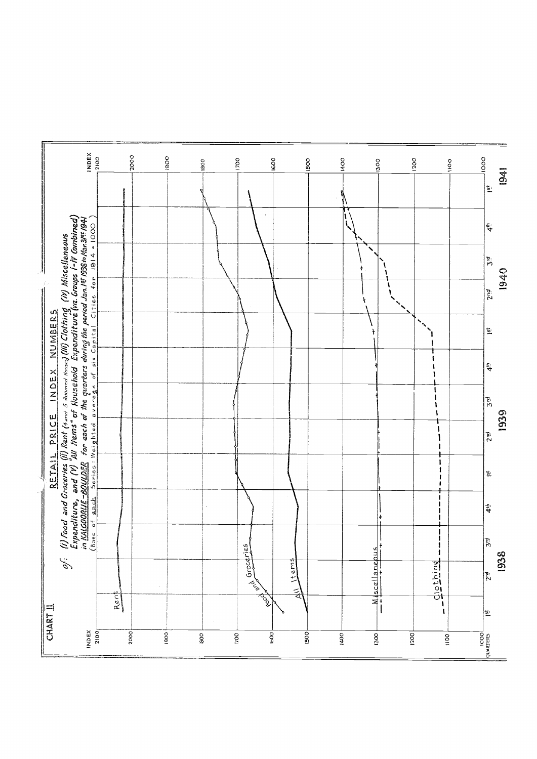CHART II

# RETAIL PRICE INDEX NUMBERS

of: (I) Food and Groceries (II) Rent (4 and 5 Roomed Houses) (III) Clothing (IV) Miscellaneous Expenditure, and (V) "All Items" of Household Expenditure (viz. Groups I-IV Combined) in KALGOORLIE-BOULDER for each of the quarters during the period Jan. 1st 1938 to Mar. 31st 1941

(Base of each Series: Weighted average of six Capital Cities for 1914 = 1000)

INDEX: 2100, 2000, 1900, 1800, 1700, 1600, 1500, 1400, 1300, 1200, 1100, 1000

QUARTERS: 1st, 2nd, 3rd, 4th (1938); 1st, 2nd, 3rd, 4th (1939); 1st, 2nd, 3rd, 4th (1940); 1st (1941)

Rent

Food and Groceries

All Items

Miscellaneous

Clothing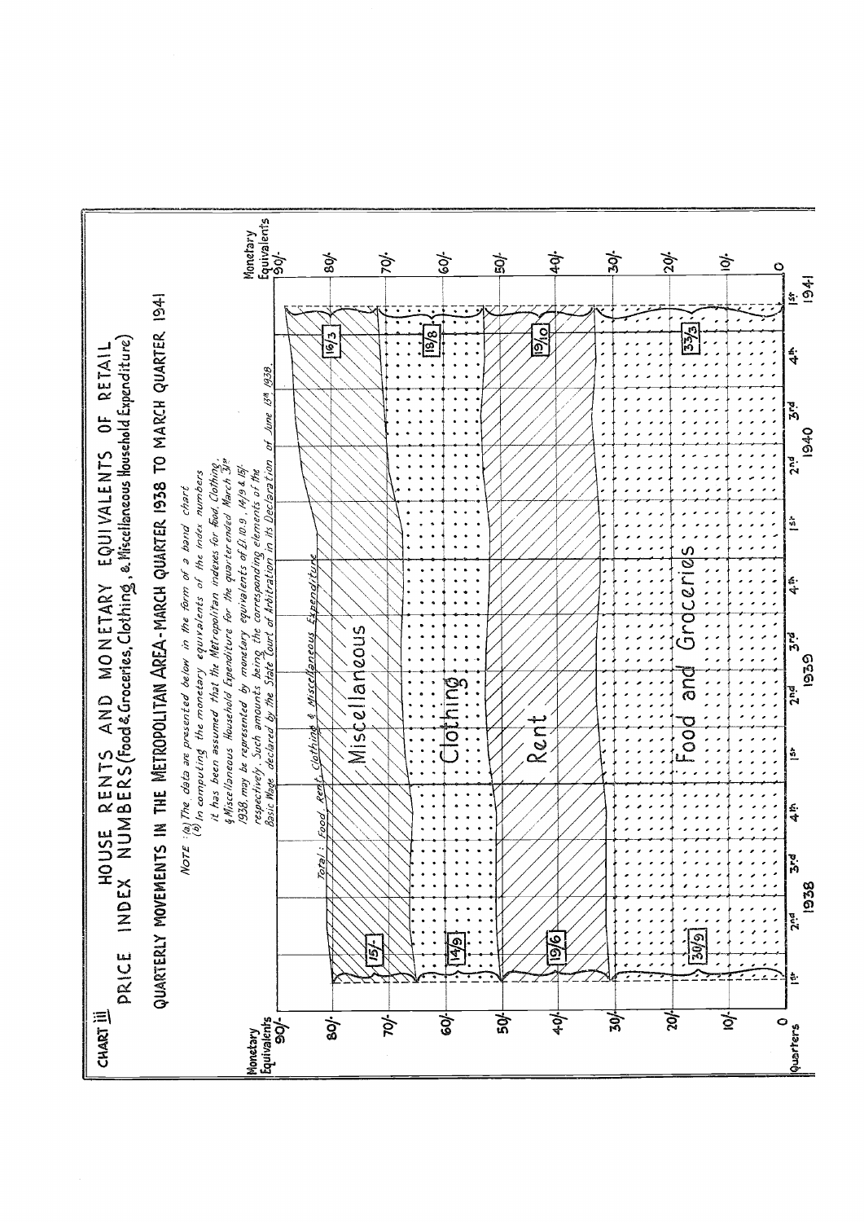CHART iii

# PRICE INDEX NUMBERS (Food & Groceries, Clothing, & Miscellaneous Household Expenditure) HOUSE RENTS AND MONETARY EQUIVALENTS OF RETAIL

## QUARTERLY MOVEMENTS IN THE METROPOLITAN AREA - MARCH QUARTER 1938 TO MARCH QUARTER 1941

*NOTE: (a) The data are presented below in the form of a band chart.*
*(b) In computing the monetary equivalents of the index numbers it has been assumed that the Metropolitan indexes for Food, Clothing & Miscellaneous Household Expenditure for the quarter ended March 31st 1938, may be represented by monetary equivalents of £1.10.9, 14/9 & 15/- respectively. Such amounts being the corresponding elements of the Basic Wage declared by the State Court of Arbitration in its Declaration of June 13th 1938.*

Total: Food, Rent, Clothing & Miscellaneous Expenditure

Miscellaneous

Clothing

Rent

Food and Groceries

15/-

14/9

19/6

30/9

16/3

18/8

19/10

33/3

Monetary Equivalents

90/-
80/-
70/-
60/-
50/-
40/-
30/-
20/-
10/-
0

Quarters

1st 2nd 3rd 4th
1938

1st 2nd 3rd 4th
1939

1st 2nd 3rd 4th
1940

1st
1941